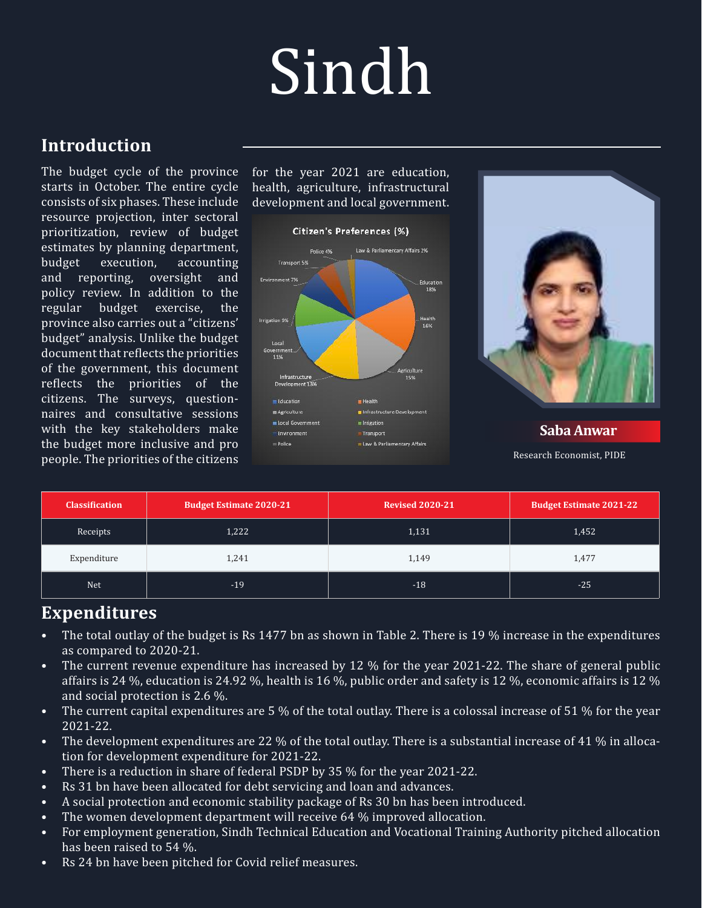# Sindh

## Introduction

The budget cycle of the province starts in October. The entire cycle consists of six phases. These include resource projection, inter sectoral prioritization, review of budget estimates by planning department, budget execution, accounting and reporting, oversight and policy review. In addition to the regular budget exercise, the province also carries out a "citizens' budget" analysis. Unlike the budget document that reflects the priorities of the government, this document reflects the priorities of the citizens. The surveys, questionnaires and consultative sessions with the key stakeholders make the budget more inclusive and pro people. The priorities of the citizens for the year 2021 are education, health, agriculture, infrastructural development and local government.

Citizen's Preferences (%)

Police 4%
Law & Parliamentary Affairs 2%
Transport 5%
Environment 7%
Education 18%
Health 16%
Irrigation 9%
Local Government 11%
Agriculture 15%
Infrastructure Development 13%

Education
Health
Agriculture
Infrastructure Development
Local Government
Irrigation
Environment
Transport
Police
Law & Parliamentary Affairs

**Saba Anwar**

Research Economist, PIDE

| Classification | Budget Estimate 2020-21 | Revised 2020-21 | Budget Estimate 2021-22 |
|---|---|---|---|
| Receipts | 1,222 | 1,131 | 1,452 |
| Expenditure | 1,241 | 1,149 | 1,477 |
| Net | -19 | -18 | -25 |

## Expenditures

- The total outlay of the budget is Rs 1477 bn as shown in Table 2. There is 19 % increase in the expenditures as compared to 2020-21.
- The current revenue expenditure has increased by 12 % for the year 2021-22. The share of general public affairs is 24 %, education is 24.92 %, health is 16 %, public order and safety is 12 %, economic affairs is 12 % and social protection is 2.6 %.
- The current capital expenditures are 5 % of the total outlay. There is a colossal increase of 51 % for the year 2021-22.
- The development expenditures are 22 % of the total outlay. There is a substantial increase of 41 % in allocation for development expenditure for 2021-22.
- There is a reduction in share of federal PSDP by 35 % for the year 2021-22.
- Rs 31 bn have been allocated for debt servicing and loan and advances.
- A social protection and economic stability package of Rs 30 bn has been introduced.
- The women development department will receive 64 % improved allocation.
- For employment generation, Sindh Technical Education and Vocational Training Authority pitched allocation has been raised to 54 %.
- Rs 24 bn have been pitched for Covid relief measures.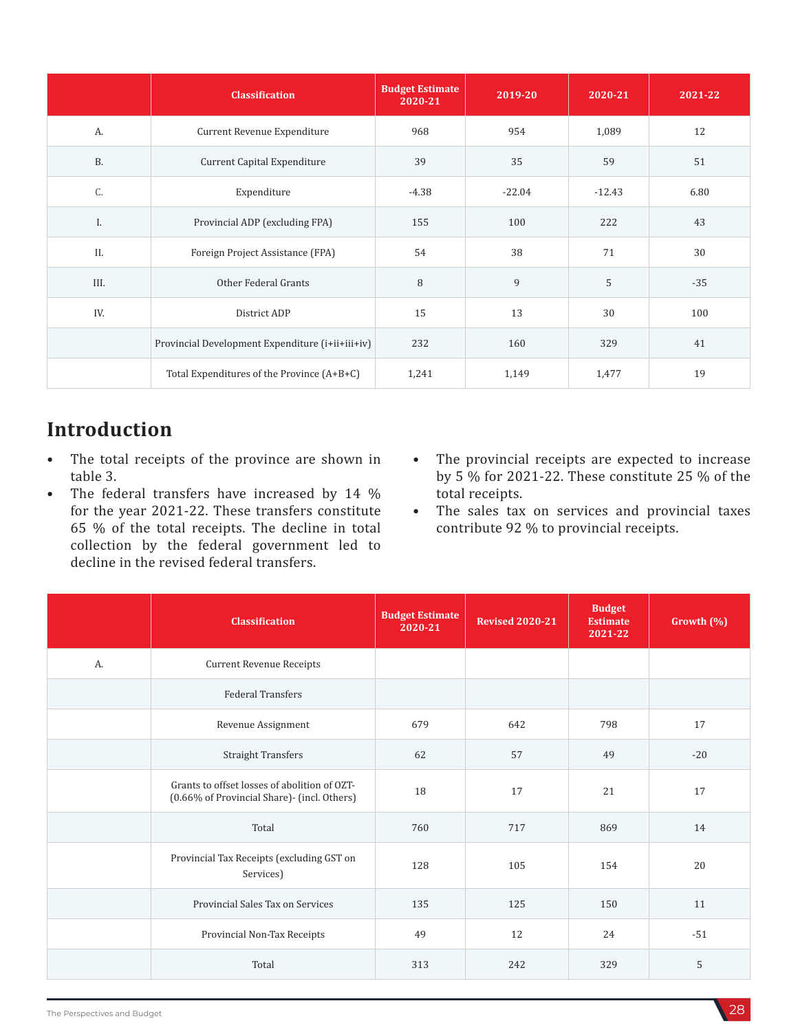| | Classification | Budget Estimate 2020-21 | 2019-20 | 2020-21 | 2021-22 |
|---|---|---|---|---|---|
| A. | Current Revenue Expenditure | 968 | 954 | 1,089 | 12 |
| B. | Current Capital Expenditure | 39 | 35 | 59 | 51 |
| C. | Expenditure | -4.38 | -22.04 | -12.43 | 6.80 |
| I. | Provincial ADP (excluding FPA) | 155 | 100 | 222 | 43 |
| II. | Foreign Project Assistance (FPA) | 54 | 38 | 71 | 30 |
| III. | Other Federal Grants | 8 | 9 | 5 | -35 |
| IV. | District ADP | 15 | 13 | 30 | 100 |
| | Provincial Development Expenditure (i+ii+iii+iv) | 232 | 160 | 329 | 41 |
| | Total Expenditures of the Province (A+B+C) | 1,241 | 1,149 | 1,477 | 19 |

## Introduction

- The total receipts of the province are shown in table 3.
- The federal transfers have increased by 14 % for the year 2021-22. These transfers constitute 65 % of the total receipts. The decline in total collection by the federal government led to decline in the revised federal transfers.
- The provincial receipts are expected to increase by 5 % for 2021-22. These constitute 25 % of the total receipts.
- The sales tax on services and provincial taxes contribute 92 % to provincial receipts.

| | Classification | Budget Estimate 2020-21 | Revised 2020-21 | Budget Estimate 2021-22 | Growth (%) |
|---|---|---|---|---|---|
| A. | Current Revenue Receipts | | | | |
| | Federal Transfers | | | | |
| | Revenue Assignment | 679 | 642 | 798 | 17 |
| | Straight Transfers | 62 | 57 | 49 | -20 |
| | Grants to offset losses of abolition of OZT-(0.66% of Provincial Share)- (incl. Others) | 18 | 17 | 21 | 17 |
| | Total | 760 | 717 | 869 | 14 |
| | Provincial Tax Receipts (excluding GST on Services) | 128 | 105 | 154 | 20 |
| | Provincial Sales Tax on Services | 135 | 125 | 150 | 11 |
| | Provincial Non-Tax Receipts | 49 | 12 | 24 | -51 |
| | Total | 313 | 242 | 329 | 5 |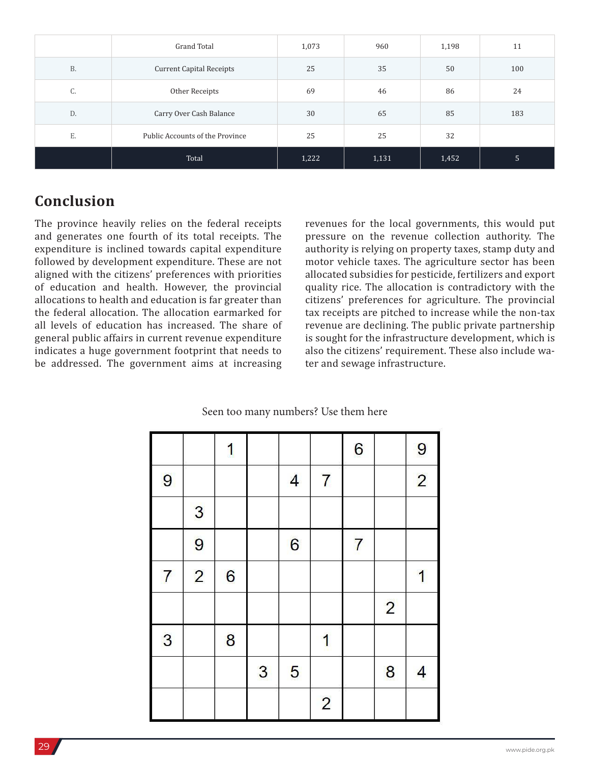| | | | | | |
|---|---|---|---|---|---|
| | Grand Total | 1,073 | 960 | 1,198 | 11 |
| B. | Current Capital Receipts | 25 | 35 | 50 | 100 |
| C. | Other Receipts | 69 | 46 | 86 | 24 |
| D. | Carry Over Cash Balance | 30 | 65 | 85 | 183 |
| E. | Public Accounts of the Province | 25 | 25 | 32 | |
| | Total | 1,222 | 1,131 | 1,452 | 5 |

## Conclusion

The province heavily relies on the federal receipts and generates one fourth of its total receipts. The expenditure is inclined towards capital expenditure followed by development expenditure. These are not aligned with the citizens' preferences with priorities of education and health. However, the provincial allocations to health and education is far greater than the federal allocation. The allocation earmarked for all levels of education has increased. The share of general public affairs in current revenue expenditure indicates a huge government footprint that needs to be addressed. The government aims at increasing revenues for the local governments, this would put pressure on the revenue collection authority. The authority is relying on property taxes, stamp duty and motor vehicle taxes. The agriculture sector has been allocated subsidies for pesticide, fertilizers and export quality rice. The allocation is contradictory with the citizens' preferences for agriculture. The provincial tax receipts are pitched to increase while the non-tax revenue are declining. The public private partnership is sought for the infrastructure development, which is also the citizens' requirement. These also include water and sewage infrastructure.

Seen too many numbers? Use them here

| | | | | | | | | |
|---|---|---|---|---|---|---|---|---|
| | | 1 | | | | 6 | | 9 |
| 9 | | | | 4 | 7 | | | 2 |
| | 3 | | | | | | | |
| | 9 | | | 6 | | 7 | | |
| 7 | 2 | 6 | | | | | | 1 |
| | | | | | | | 2 | |
| 3 | | 8 | | | 1 | | | |
| | | | 3 | 5 | | | 8 | 4 |
| | | | | | 2 | | | |